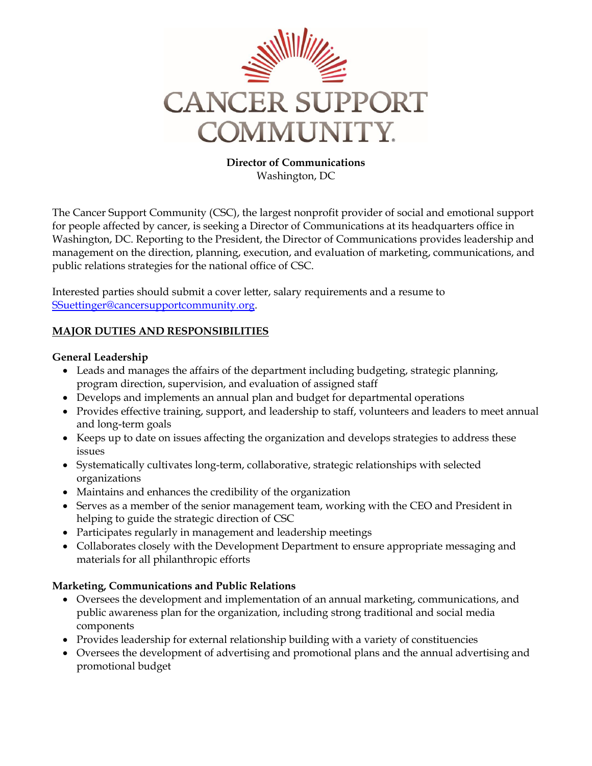# CANCER SUPPORT COMMUNITY

**Director of Communications**
Washington, DC

The Cancer Support Community (CSC), the largest nonprofit provider of social and emotional support for people affected by cancer, is seeking a Director of Communications at its headquarters office in Washington, DC. Reporting to the President, the Director of Communications provides leadership and management on the direction, planning, execution, and evaluation of marketing, communications, and public relations strategies for the national office of CSC.

Interested parties should submit a cover letter, salary requirements and a resume to SSuettinger@cancersupportcommunity.org.

## MAJOR DUTIES AND RESPONSIBILITIES

### General Leadership

- Leads and manages the affairs of the department including budgeting, strategic planning, program direction, supervision, and evaluation of assigned staff
- Develops and implements an annual plan and budget for departmental operations
- Provides effective training, support, and leadership to staff, volunteers and leaders to meet annual and long-term goals
- Keeps up to date on issues affecting the organization and develops strategies to address these issues
- Systematically cultivates long-term, collaborative, strategic relationships with selected organizations
- Maintains and enhances the credibility of the organization
- Serves as a member of the senior management team, working with the CEO and President in helping to guide the strategic direction of CSC
- Participates regularly in management and leadership meetings
- Collaborates closely with the Development Department to ensure appropriate messaging and materials for all philanthropic efforts

### Marketing, Communications and Public Relations

- Oversees the development and implementation of an annual marketing, communications, and public awareness plan for the organization, including strong traditional and social media components
- Provides leadership for external relationship building with a variety of constituencies
- Oversees the development of advertising and promotional plans and the annual advertising and promotional budget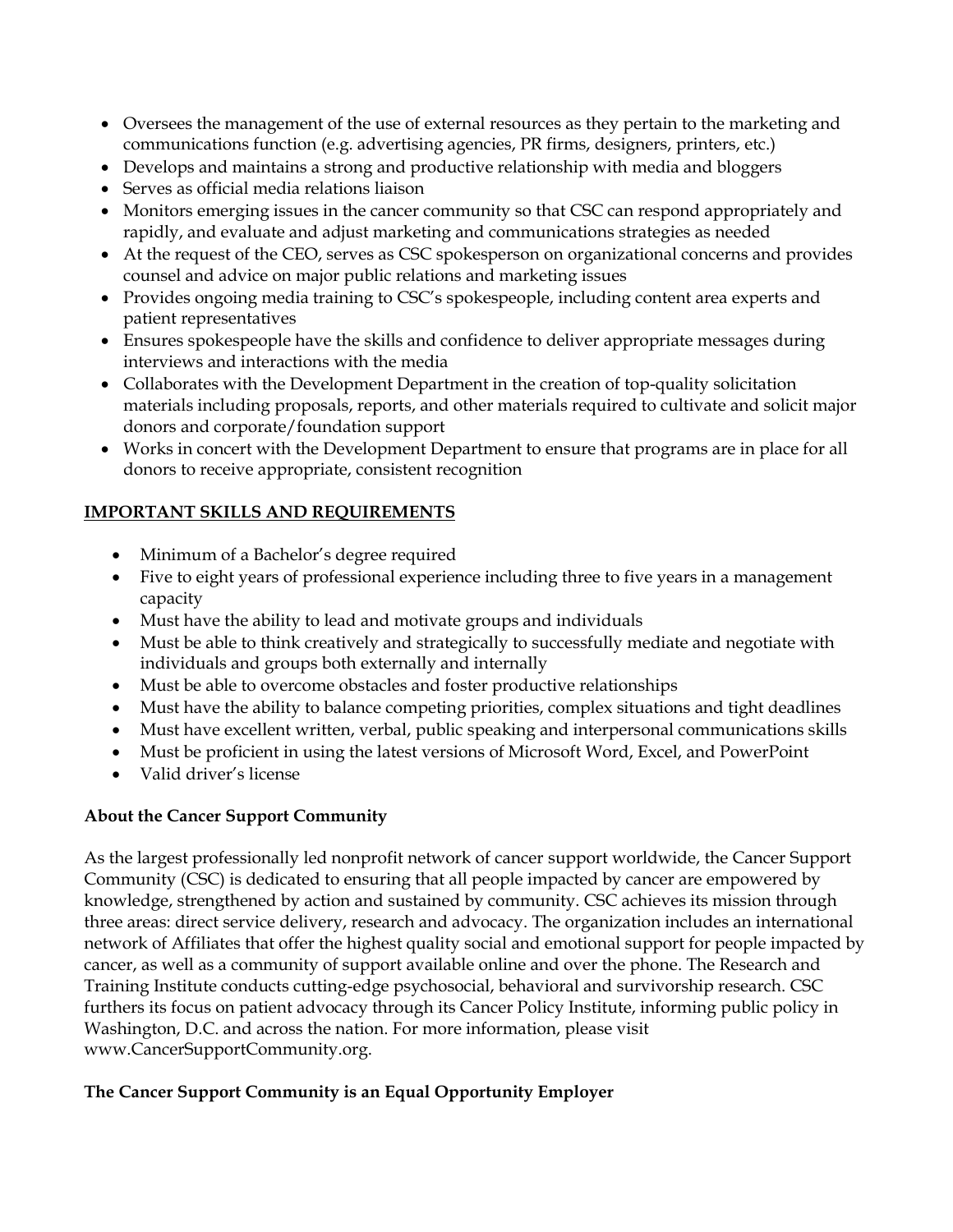- Oversees the management of the use of external resources as they pertain to the marketing and communications function (e.g. advertising agencies, PR firms, designers, printers, etc.)
- Develops and maintains a strong and productive relationship with media and bloggers
- Serves as official media relations liaison
- Monitors emerging issues in the cancer community so that CSC can respond appropriately and rapidly, and evaluate and adjust marketing and communications strategies as needed
- At the request of the CEO, serves as CSC spokesperson on organizational concerns and provides counsel and advice on major public relations and marketing issues
- Provides ongoing media training to CSC's spokespeople, including content area experts and patient representatives
- Ensures spokespeople have the skills and confidence to deliver appropriate messages during interviews and interactions with the media
- Collaborates with the Development Department in the creation of top-quality solicitation materials including proposals, reports, and other materials required to cultivate and solicit major donors and corporate/foundation support
- Works in concert with the Development Department to ensure that programs are in place for all donors to receive appropriate, consistent recognition

**IMPORTANT SKILLS AND REQUIREMENTS**

- Minimum of a Bachelor's degree required
- Five to eight years of professional experience including three to five years in a management capacity
- Must have the ability to lead and motivate groups and individuals
- Must be able to think creatively and strategically to successfully mediate and negotiate with individuals and groups both externally and internally
- Must be able to overcome obstacles and foster productive relationships
- Must have the ability to balance competing priorities, complex situations and tight deadlines
- Must have excellent written, verbal, public speaking and interpersonal communications skills
- Must be proficient in using the latest versions of Microsoft Word, Excel, and PowerPoint
- Valid driver's license

**About the Cancer Support Community**

As the largest professionally led nonprofit network of cancer support worldwide, the Cancer Support Community (CSC) is dedicated to ensuring that all people impacted by cancer are empowered by knowledge, strengthened by action and sustained by community. CSC achieves its mission through three areas: direct service delivery, research and advocacy. The organization includes an international network of Affiliates that offer the highest quality social and emotional support for people impacted by cancer, as well as a community of support available online and over the phone. The Research and Training Institute conducts cutting-edge psychosocial, behavioral and survivorship research. CSC furthers its focus on patient advocacy through its Cancer Policy Institute, informing public policy in Washington, D.C. and across the nation. For more information, please visit www.CancerSupportCommunity.org.

**The Cancer Support Community is an Equal Opportunity Employer**